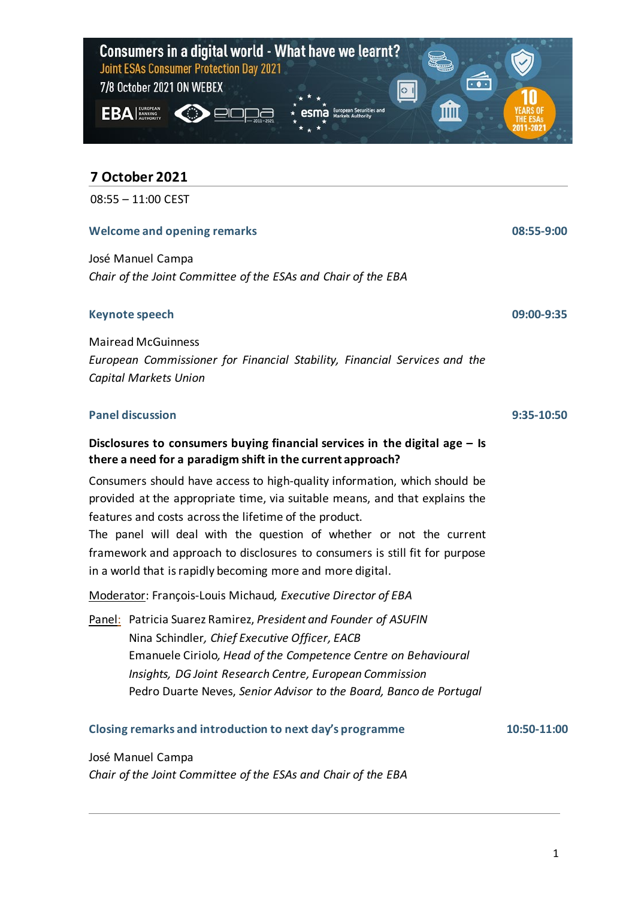# Consumers in a digital world - What have we learnt?

Joint ESAs Consumer Protection Day 2021

7/8 October 2021 ON WEBEX

## 7 October 2021

08:55 – 11:00 CEST

### Welcome and opening remarks — 08:55-9:00

José Manuel Campa
*Chair of the Joint Committee of the ESAs and Chair of the EBA*

### Keynote speech — 09:00-9:35

Mairead McGuinness
*European Commissioner for Financial Stability, Financial Services and the Capital Markets Union*

### Panel discussion — 9:35-10:50

**Disclosures to consumers buying financial services in the digital age – Is there a need for a paradigm shift in the current approach?**

Consumers should have access to high-quality information, which should be provided at the appropriate time, via suitable means, and that explains the features and costs across the lifetime of the product.
The panel will deal with the question of whether or not the current framework and approach to disclosures to consumers is still fit for purpose in a world that is rapidly becoming more and more digital.

Moderator: François-Louis Michaud, *Executive Director of EBA*

Panel: Patricia Suarez Ramirez, *President and Founder of ASUFIN*
Nina Schindler, *Chief Executive Officer, EACB*
Emanuele Ciriolo, *Head of the Competence Centre on Behavioural Insights, DG Joint Research Centre, European Commission*
Pedro Duarte Neves, *Senior Advisor to the Board, Banco de Portugal*

### Closing remarks and introduction to next day's programme — 10:50-11:00

José Manuel Campa
*Chair of the Joint Committee of the ESAs and Chair of the EBA*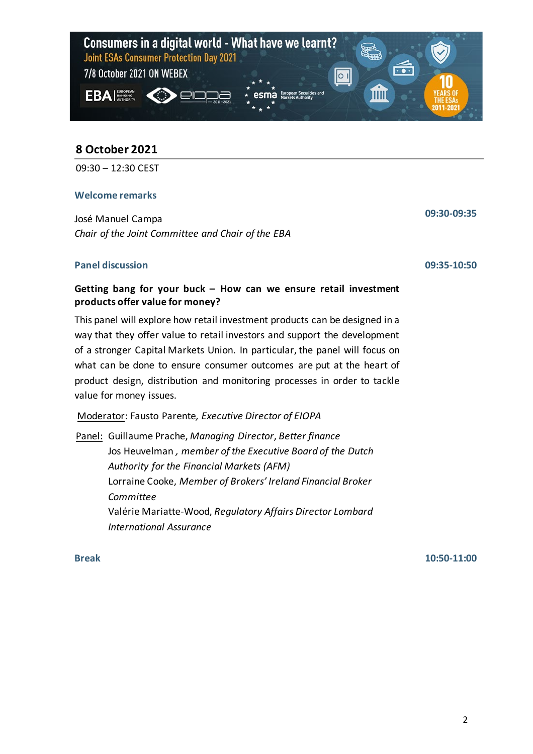Consumers in a digital world - What have we learnt?
Joint ESAs Consumer Protection Day 2021
7/8 October 2021 ON WEBEX

## 8 October 2021

09:30 – 12:30 CEST

### Welcome remarks

**09:30-09:35**

José Manuel Campa
*Chair of the Joint Committee and Chair of the EBA*

### Panel discussion

**09:35-10:50**

**Getting bang for your buck – How can we ensure retail investment products offer value for money?**

This panel will explore how retail investment products can be designed in a way that they offer value to retail investors and support the development of a stronger Capital Markets Union. In particular, the panel will focus on what can be done to ensure consumer outcomes are put at the heart of product design, distribution and monitoring processes in order to tackle value for money issues.

Moderator: Fausto Parente, *Executive Director of EIOPA*

Panel: Guillaume Prache, *Managing Director, Better finance*
Jos Heuvelman, *member of the Executive Board of the Dutch Authority for the Financial Markets (AFM)*
Lorraine Cooke, *Member of Brokers' Ireland Financial Broker Committee*
Valérie Mariatte-Wood, *Regulatory Affairs Director Lombard International Assurance*

### Break

**10:50-11:00**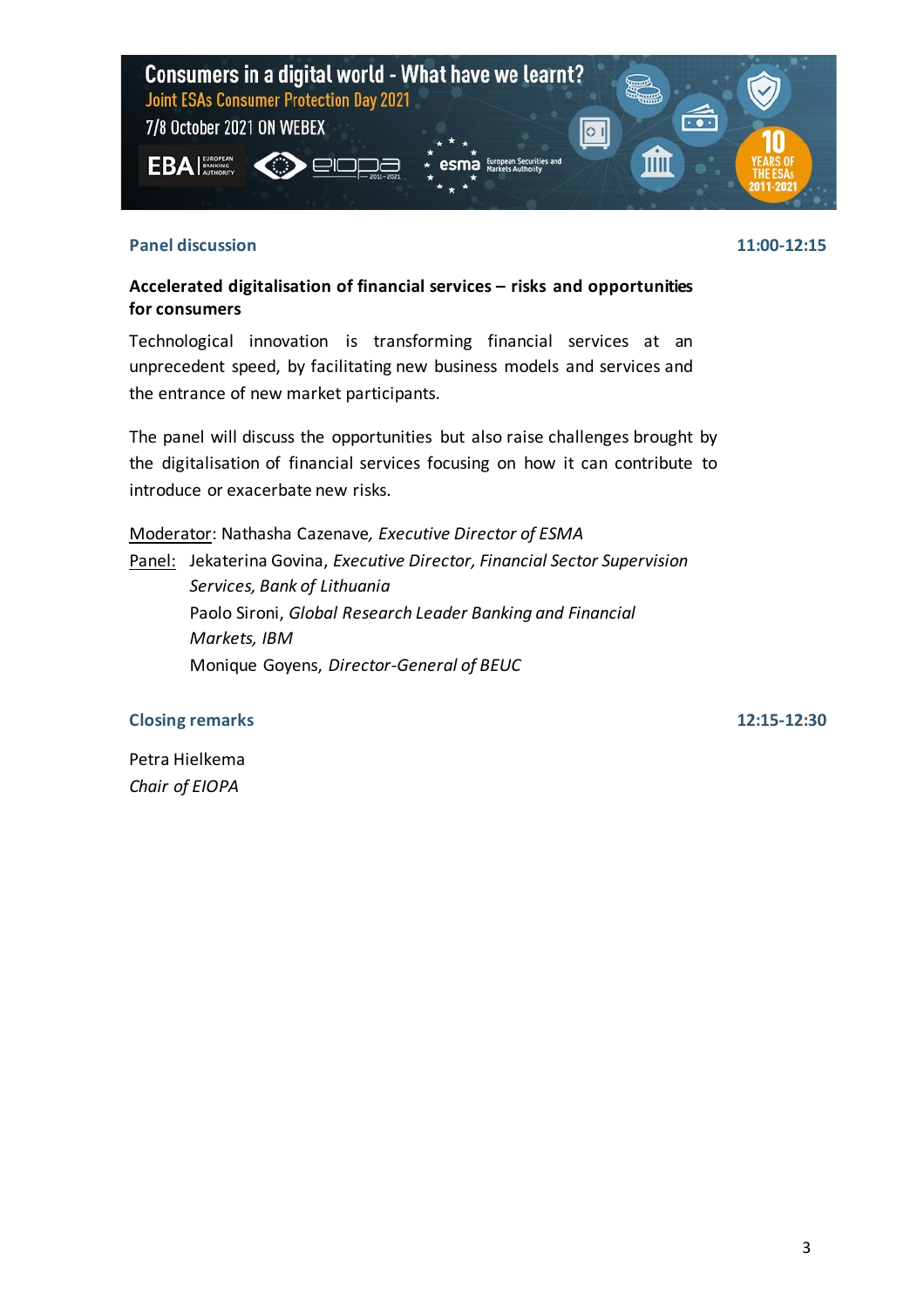Consumers in a digital world - What have we learnt?
Joint ESAs Consumer Protection Day 2021
7/8 October 2021 ON WEBEX

## Panel discussion — 11:00-12:15

**Accelerated digitalisation of financial services – risks and opportunities for consumers**

Technological innovation is transforming financial services at an unprecedent speed, by facilitating new business models and services and the entrance of new market participants.

The panel will discuss the opportunities but also raise challenges brought by the digitalisation of financial services focusing on how it can contribute to introduce or exacerbate new risks.

Moderator: Nathasha Cazenave, *Executive Director of ESMA*

Panel:
- Jekaterina Govina, *Executive Director, Financial Sector Supervision Services, Bank of Lithuania*
- Paolo Sironi, *Global Research Leader Banking and Financial Markets, IBM*
- Monique Goyens, *Director-General of BEUC*

## Closing remarks — 12:15-12:30

Petra Hielkema
*Chair of EIOPA*